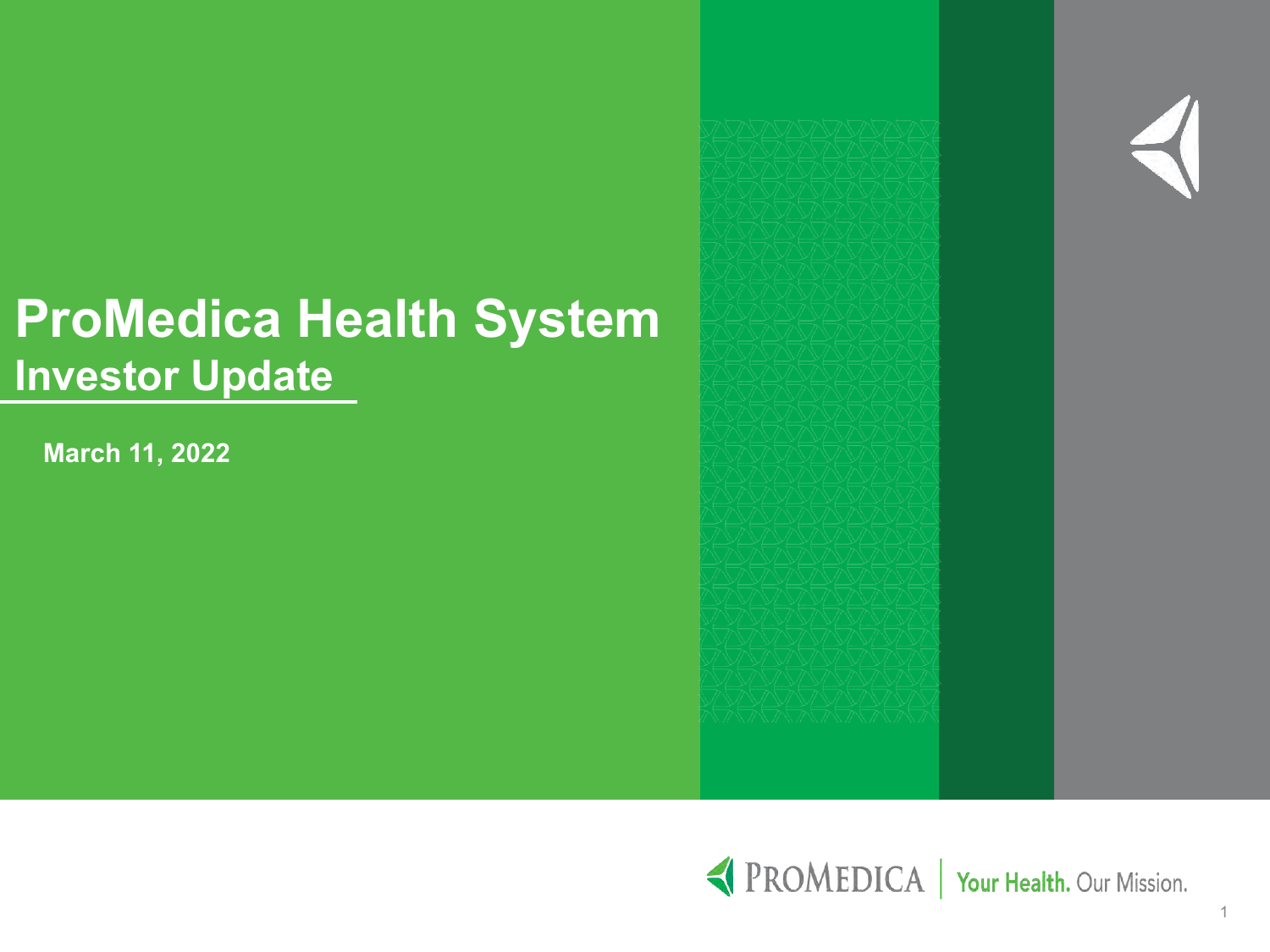# ProMedica Health System

## Investor Update

**March 11, 2022**

PROMEDICA | Your Health. Our Mission.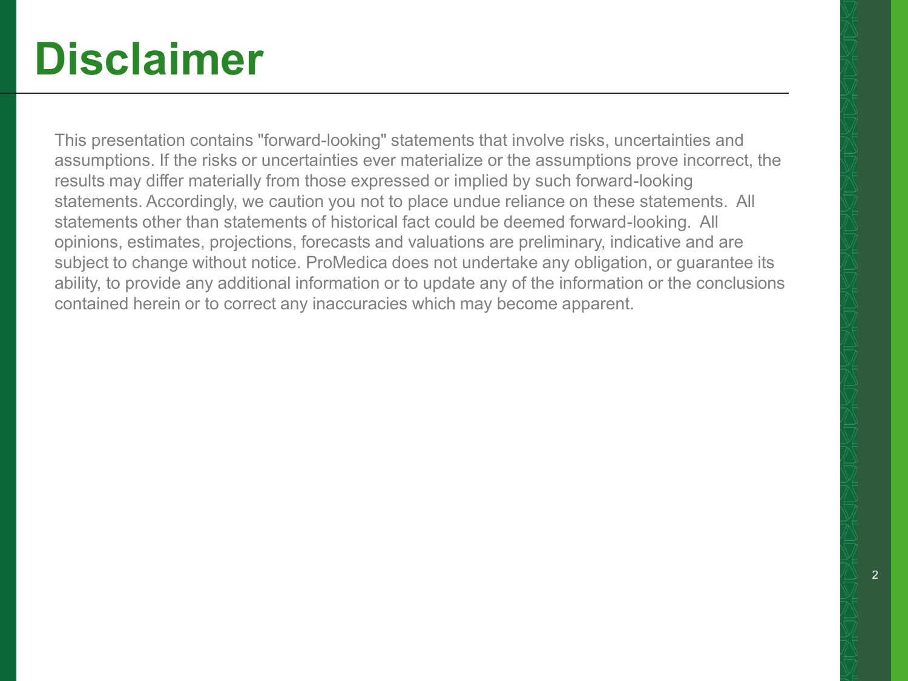# Disclaimer

This presentation contains "forward-looking" statements that involve risks, uncertainties and assumptions. If the risks or uncertainties ever materialize or the assumptions prove incorrect, the results may differ materially from those expressed or implied by such forward-looking statements. Accordingly, we caution you not to place undue reliance on these statements. All statements other than statements of historical fact could be deemed forward-looking. All opinions, estimates, projections, forecasts and valuations are preliminary, indicative and are subject to change without notice. ProMedica does not undertake any obligation, or guarantee its ability, to provide any additional information or to update any of the information or the conclusions contained herein or to correct any inaccuracies which may become apparent.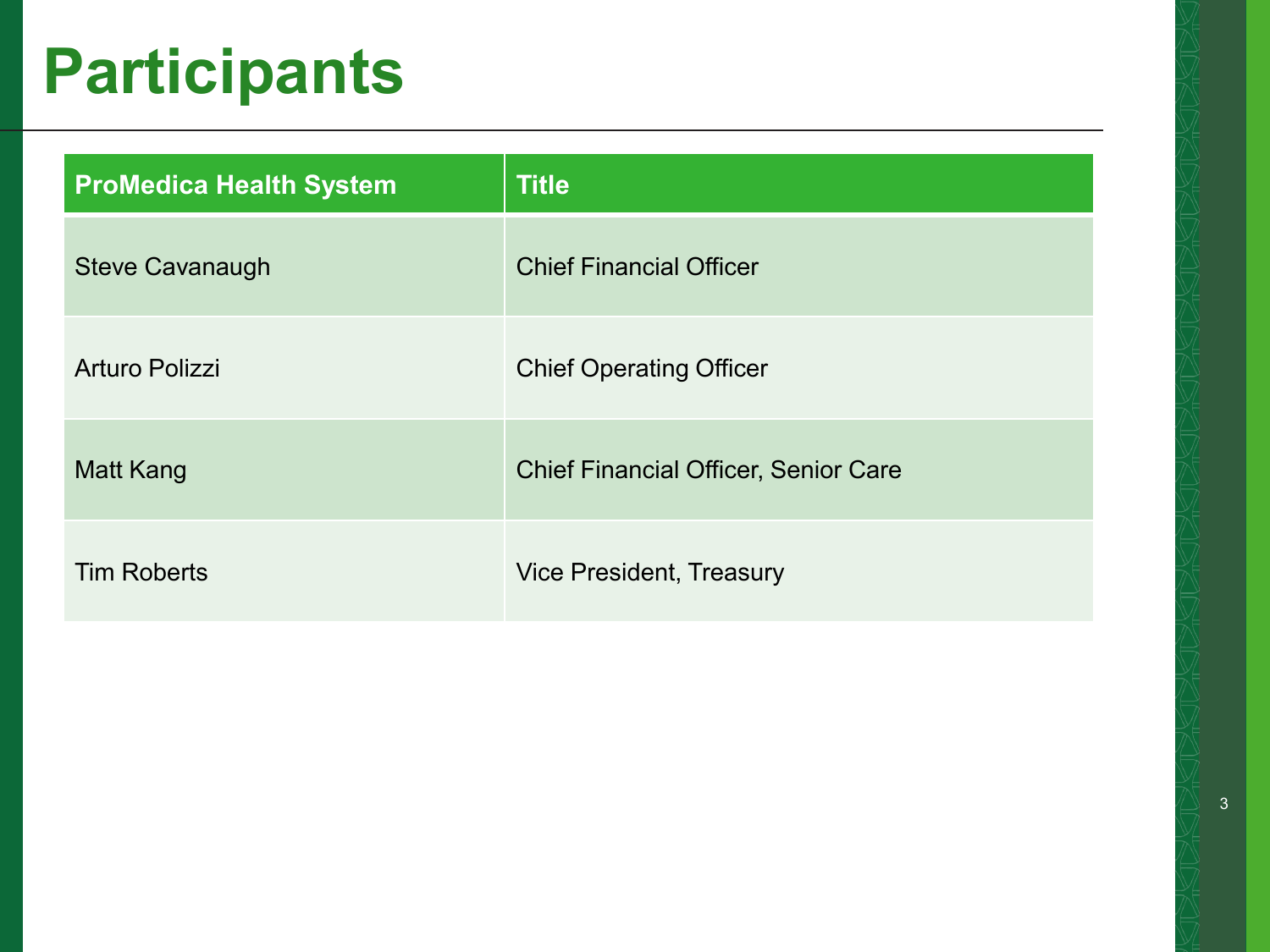# Participants

| ProMedica Health System | Title |
|---|---|
| Steve Cavanaugh | Chief Financial Officer |
| Arturo Polizzi | Chief Operating Officer |
| Matt Kang | Chief Financial Officer, Senior Care |
| Tim Roberts | Vice President, Treasury |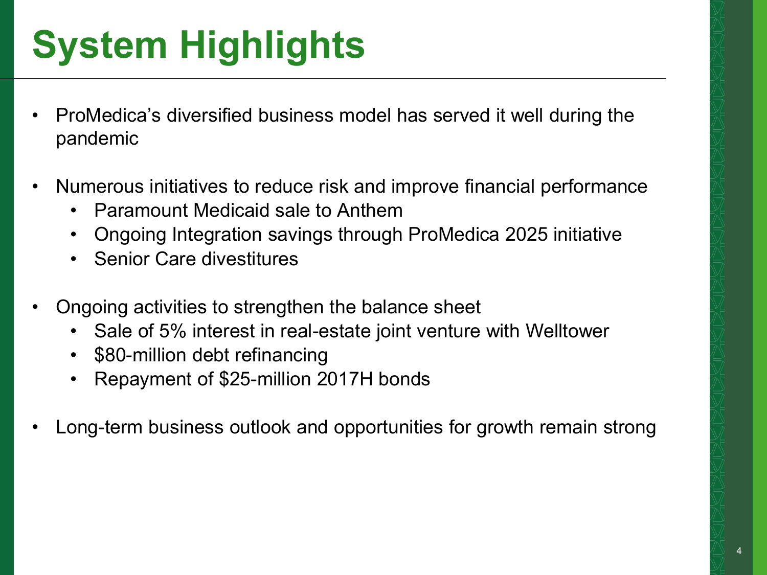# System Highlights

- ProMedica's diversified business model has served it well during the pandemic
- Numerous initiatives to reduce risk and improve financial performance
  - Paramount Medicaid sale to Anthem
  - Ongoing Integration savings through ProMedica 2025 initiative
  - Senior Care divestitures
- Ongoing activities to strengthen the balance sheet
  - Sale of 5% interest in real-estate joint venture with Welltower
  - $80-million debt refinancing
  - Repayment of $25-million 2017H bonds
- Long-term business outlook and opportunities for growth remain strong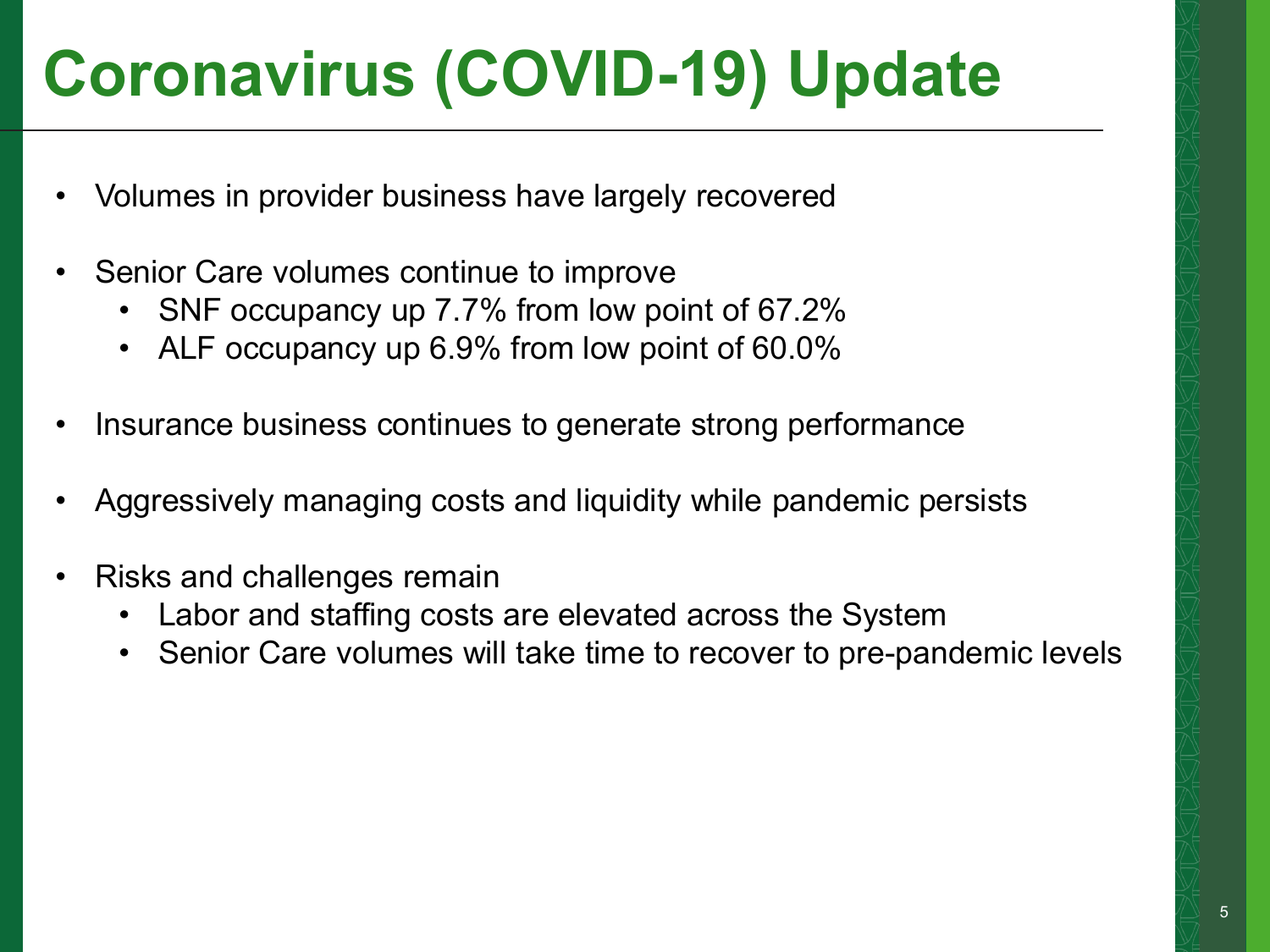# Coronavirus (COVID-19) Update

- Volumes in provider business have largely recovered
- Senior Care volumes continue to improve
  - SNF occupancy up 7.7% from low point of 67.2%
  - ALF occupancy up 6.9% from low point of 60.0%
- Insurance business continues to generate strong performance
- Aggressively managing costs and liquidity while pandemic persists
- Risks and challenges remain
  - Labor and staffing costs are elevated across the System
  - Senior Care volumes will take time to recover to pre-pandemic levels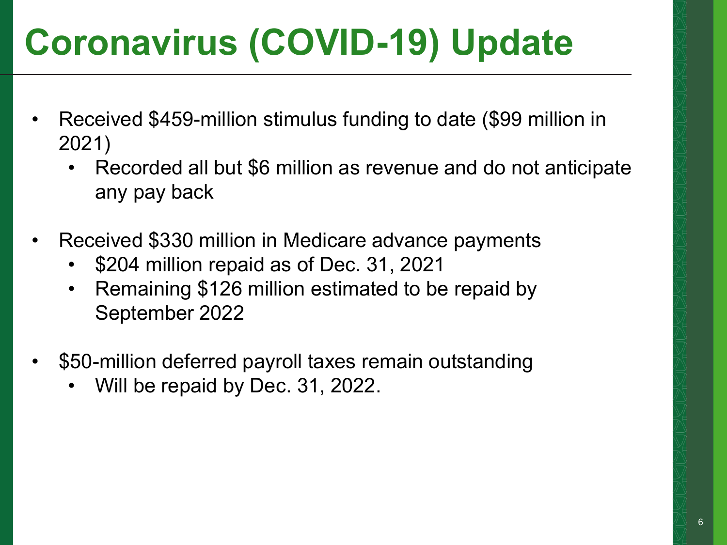# Coronavirus (COVID-19) Update

- Received $459-million stimulus funding to date ($99 million in 2021)
  - Recorded all but $6 million as revenue and do not anticipate any pay back
- Received $330 million in Medicare advance payments
  - $204 million repaid as of Dec. 31, 2021
  - Remaining $126 million estimated to be repaid by September 2022
- $50-million deferred payroll taxes remain outstanding
  - Will be repaid by Dec. 31, 2022.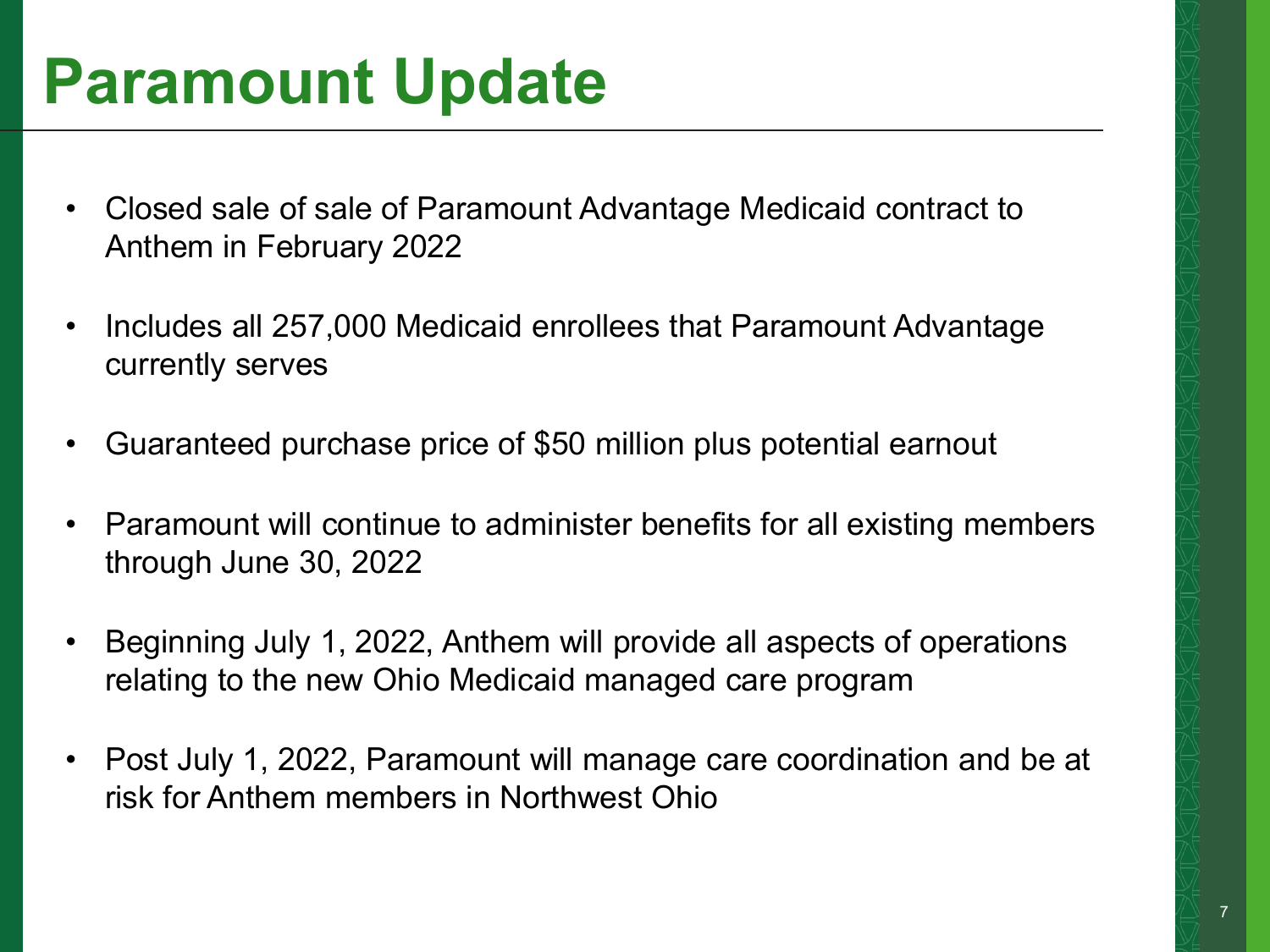# Paramount Update

- Closed sale of sale of Paramount Advantage Medicaid contract to Anthem in February 2022
- Includes all 257,000 Medicaid enrollees that Paramount Advantage currently serves
- Guaranteed purchase price of $50 million plus potential earnout
- Paramount will continue to administer benefits for all existing members through June 30, 2022
- Beginning July 1, 2022, Anthem will provide all aspects of operations relating to the new Ohio Medicaid managed care program
- Post July 1, 2022, Paramount will manage care coordination and be at risk for Anthem members in Northwest Ohio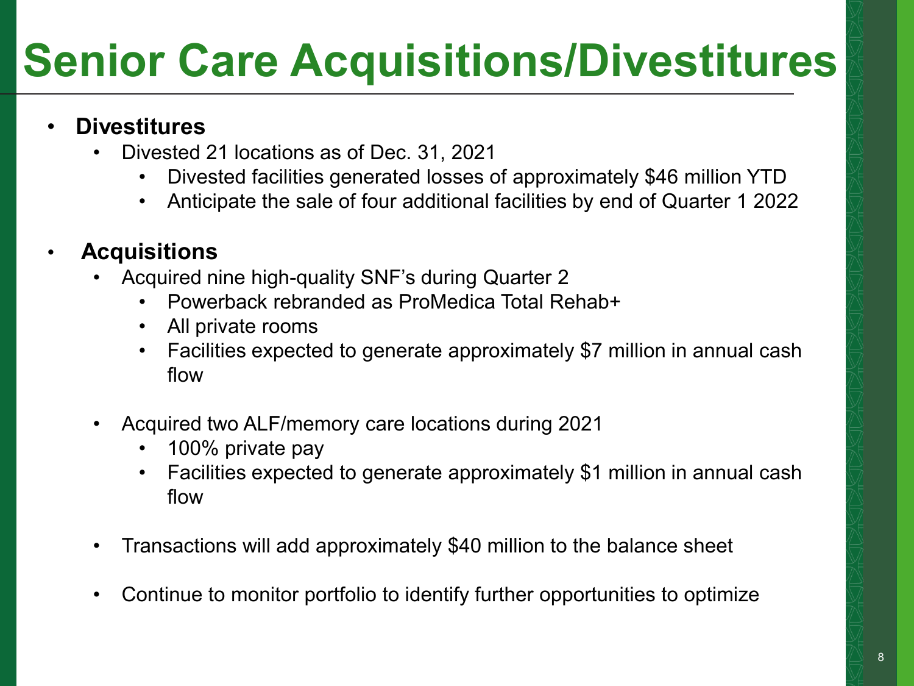# Senior Care Acquisitions/Divestitures

- **Divestitures**
  - Divested 21 locations as of Dec. 31, 2021
    - Divested facilities generated losses of approximately $46 million YTD
    - Anticipate the sale of four additional facilities by end of Quarter 1 2022

- **Acquisitions**
  - Acquired nine high-quality SNF's during Quarter 2
    - Powerback rebranded as ProMedica Total Rehab+
    - All private rooms
    - Facilities expected to generate approximately $7 million in annual cash flow

  - Acquired two ALF/memory care locations during 2021
    - 100% private pay
    - Facilities expected to generate approximately $1 million in annual cash flow

  - Transactions will add approximately $40 million to the balance sheet

  - Continue to monitor portfolio to identify further opportunities to optimize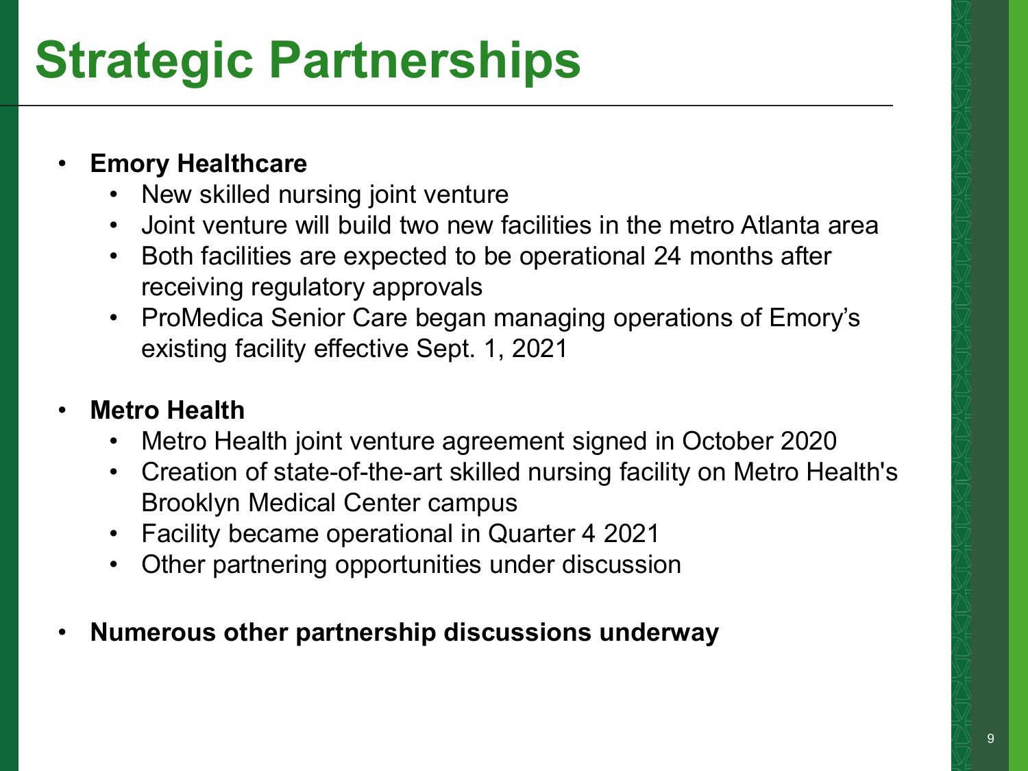# Strategic Partnerships

- **Emory Healthcare**
  - New skilled nursing joint venture
  - Joint venture will build two new facilities in the metro Atlanta area
  - Both facilities are expected to be operational 24 months after receiving regulatory approvals
  - ProMedica Senior Care began managing operations of Emory's existing facility effective Sept. 1, 2021
- **Metro Health**
  - Metro Health joint venture agreement signed in October 2020
  - Creation of state-of-the-art skilled nursing facility on Metro Health's Brooklyn Medical Center campus
  - Facility became operational in Quarter 4 2021
  - Other partnering opportunities under discussion
- **Numerous other partnership discussions underway**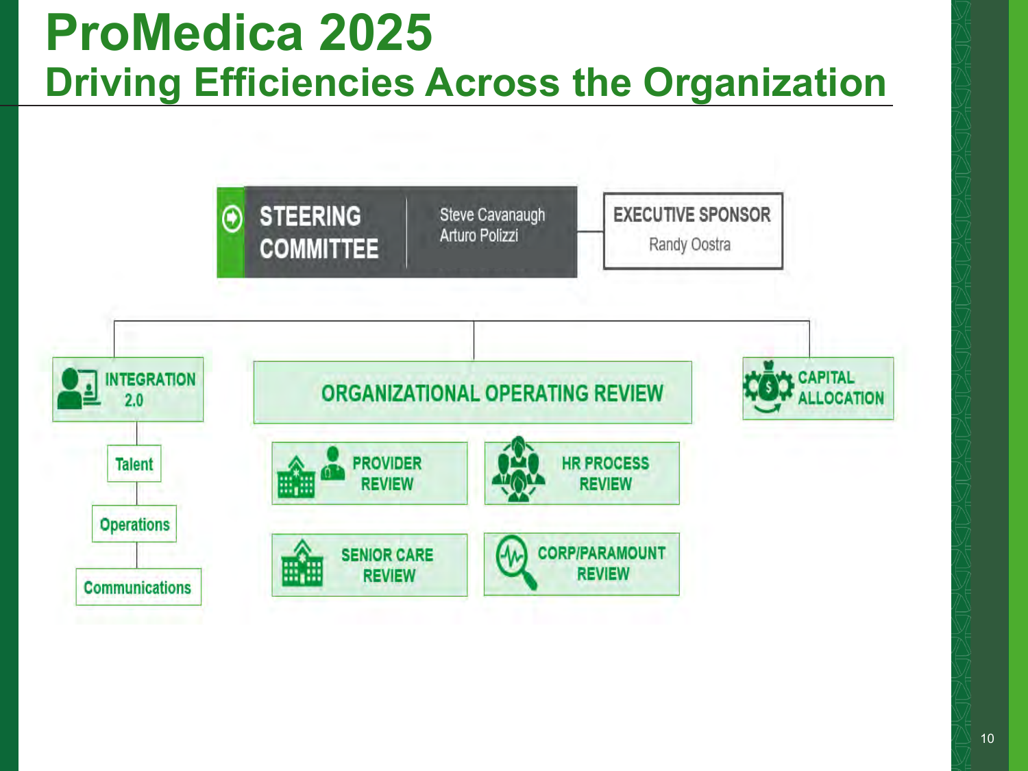# ProMedica 2025

## Driving Efficiencies Across the Organization

**STEERING COMMITTEE**
Steve Cavanaugh
Arturo Polizzi

**EXECUTIVE SPONSOR**
Randy Oostra

**INTEGRATION 2.0**
- Talent
- Operations
- Communications

**ORGANIZATIONAL OPERATING REVIEW**
- PROVIDER REVIEW
- HR PROCESS REVIEW
- SENIOR CARE REVIEW
- CORP/PARAMOUNT REVIEW

**CAPITAL ALLOCATION**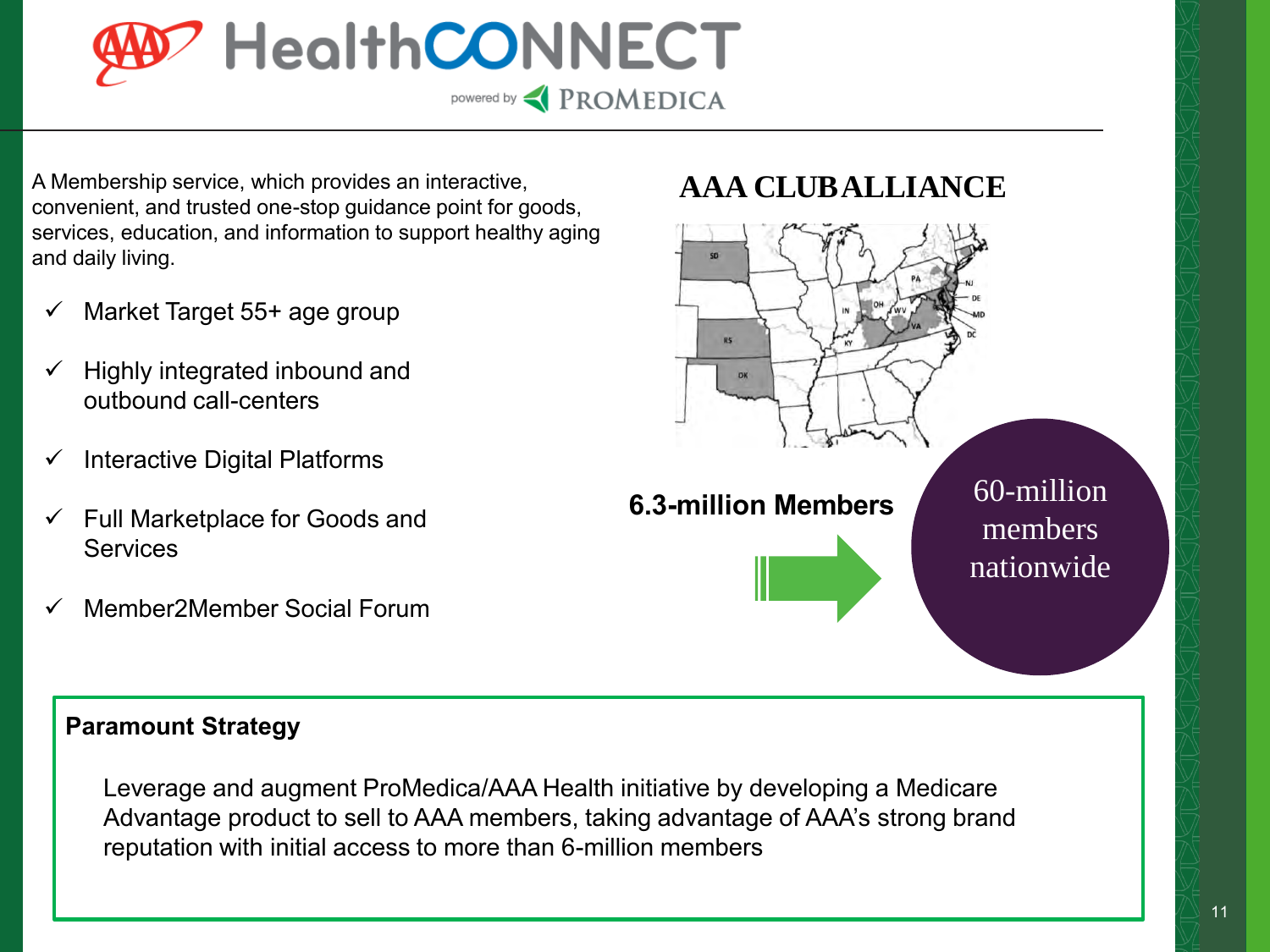# HealthCONNECT

powered by PROMEDICA

A Membership service, which provides an interactive, convenient, and trusted one-stop guidance point for goods, services, education, and information to support healthy aging and daily living.

- ✓ Market Target 55+ age group
- ✓ Highly integrated inbound and outbound call-centers
- ✓ Interactive Digital Platforms
- ✓ Full Marketplace for Goods and Services
- ✓ Member2Member Social Forum

## AAA CLUB ALLIANCE

**6.3-million Members**

60-million members nationwide

**Paramount Strategy**

Leverage and augment ProMedica/AAA Health initiative by developing a Medicare Advantage product to sell to AAA members, taking advantage of AAA's strong brand reputation with initial access to more than 6-million members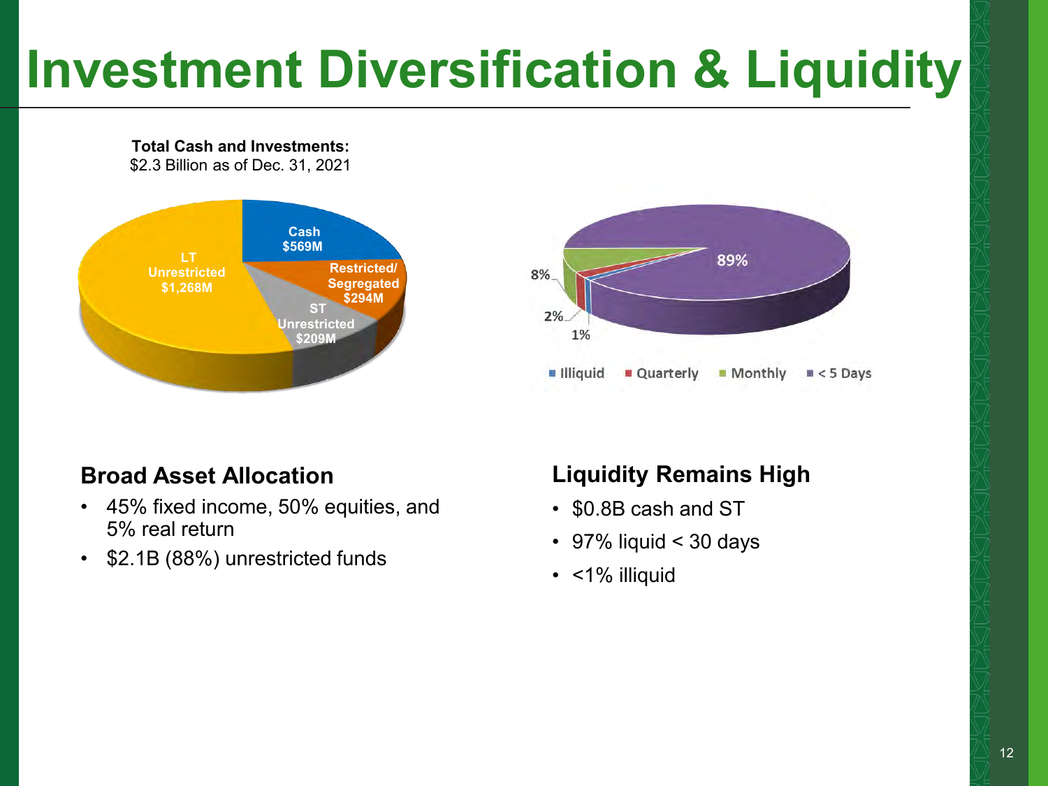# Investment Diversification & Liquidity

**Total Cash and Investments:**
$2.3 Billion as of Dec. 31, 2021

- Cash $569M
- Restricted/ Segregated $294M
- ST Unrestricted $209M
- LT Unrestricted $1,268M

- Illiquid 1%
- Quarterly 2%
- Monthly 8%
- < 5 Days 89%

### Broad Asset Allocation

- 45% fixed income, 50% equities, and 5% real return
- $2.1B (88%) unrestricted funds

### Liquidity Remains High

- $0.8B cash and ST
- 97% liquid < 30 days
- <1% illiquid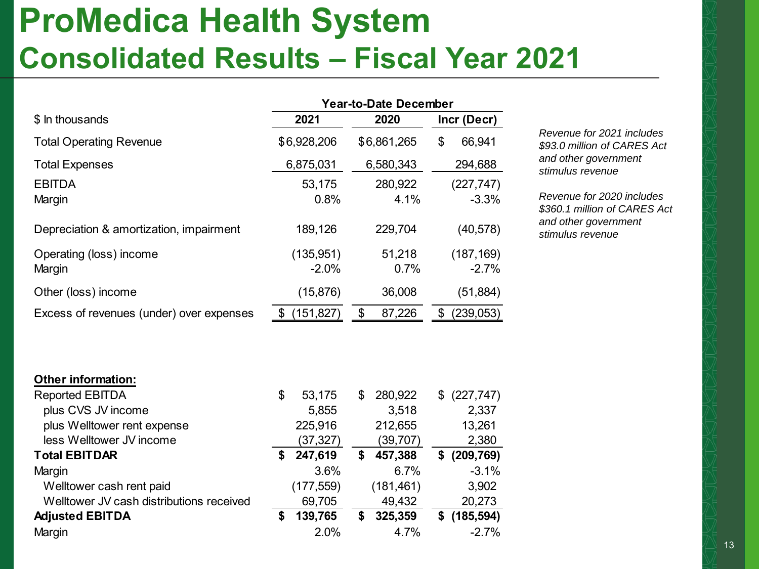# ProMedica Health System
## Consolidated Results – Fiscal Year 2021

| $ In thousands | Year-to-Date December 2021 | Year-to-Date December 2020 | Incr (Decr) |
|---|---|---|---|
| Total Operating Revenue | $6,928,206 | $6,861,265 | $ 66,941 |
| Total Expenses | 6,875,031 | 6,580,343 | 294,688 |
| EBITDA | 53,175 | 280,922 | (227,747) |
| Margin | 0.8% | 4.1% | -3.3% |
| Depreciation & amortization, impairment | 189,126 | 229,704 | (40,578) |
| Operating (loss) income | (135,951) | 51,218 | (187,169) |
| Margin | -2.0% | 0.7% | -2.7% |
| Other (loss) income | (15,876) | 36,008 | (51,884) |
| Excess of revenues (under) over expenses | $ (151,827) | $ 87,226 | $ (239,053) |

*Revenue for 2021 includes $93.0 million of CARES Act and other government stimulus revenue*

*Revenue for 2020 includes $360.1 million of CARES Act and other government stimulus revenue*

**Other information:**

| | 2021 | 2020 | Incr (Decr) |
|---|---|---|---|
| Reported EBITDA | $ 53,175 | $ 280,922 | $ (227,747) |
| plus CVS JV income | 5,855 | 3,518 | 2,337 |
| plus Welltower rent expense | 225,916 | 212,655 | 13,261 |
| less Welltower JV income | (37,327) | (39,707) | 2,380 |
| **Total EBITDAR** | **$ 247,619** | **$ 457,388** | **$ (209,769)** |
| Margin | 3.6% | 6.7% | -3.1% |
| Welltower cash rent paid | (177,559) | (181,461) | 3,902 |
| Welltower JV cash distributions received | 69,705 | 49,432 | 20,273 |
| **Adjusted EBITDA** | **$ 139,765** | **$ 325,359** | **$ (185,594)** |
| Margin | 2.0% | 4.7% | -2.7% |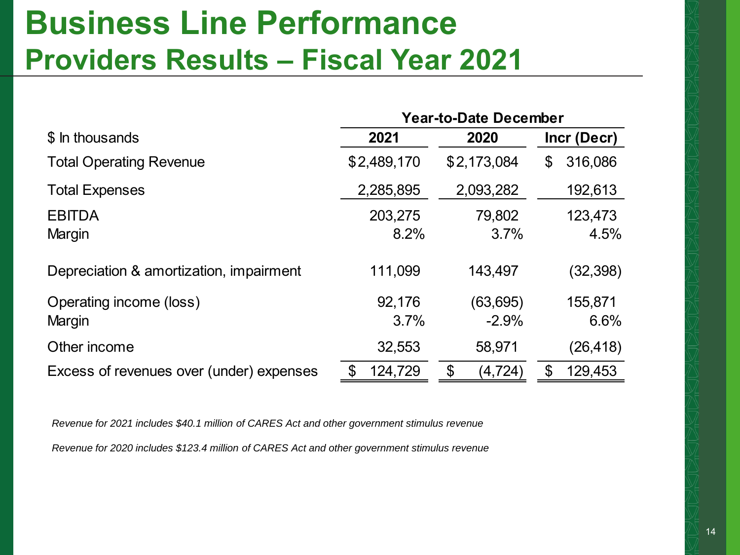# Business Line Performance

## Providers Results – Fiscal Year 2021

| $ In thousands | Year-to-Date December 2021 | 2020 | Incr (Decr) |
|---|---|---|---|
| Total Operating Revenue | $2,489,170 | $2,173,084 | $ 316,086 |
| Total Expenses | 2,285,895 | 2,093,282 | 192,613 |
| EBITDA | 203,275 | 79,802 | 123,473 |
| Margin | 8.2% | 3.7% | 4.5% |
| Depreciation & amortization, impairment | 111,099 | 143,497 | (32,398) |
| Operating income (loss) | 92,176 | (63,695) | 155,871 |
| Margin | 3.7% | -2.9% | 6.6% |
| Other income | 32,553 | 58,971 | (26,418) |
| Excess of revenues over (under) expenses | $ 124,729 | $ (4,724) | $ 129,453 |

*Revenue for 2021 includes $40.1 million of CARES Act and other government stimulus revenue*

*Revenue for 2020 includes $123.4 million of CARES Act and other government stimulus revenue*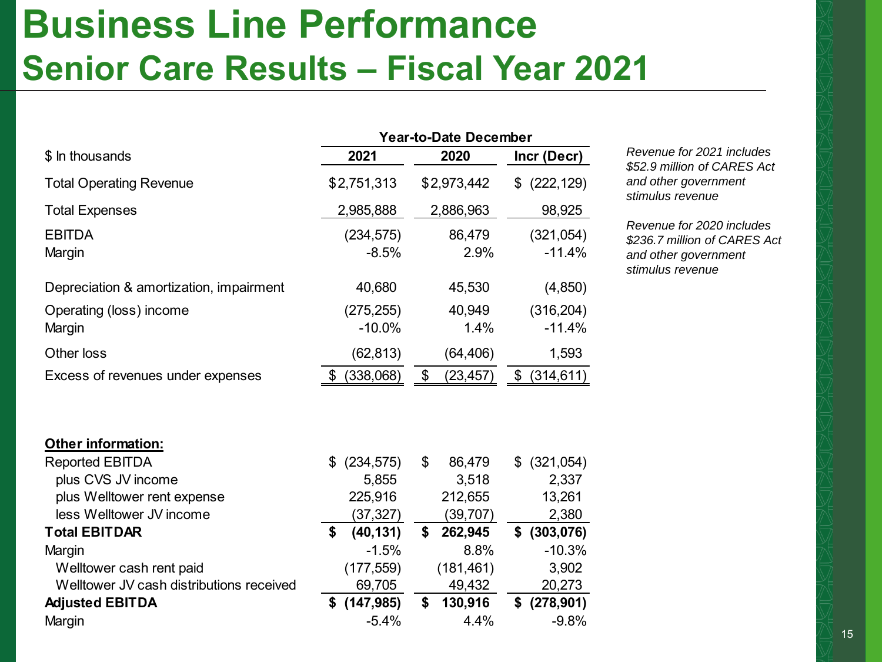# Business Line Performance

## Senior Care Results – Fiscal Year 2021

| $ In thousands | 2021 | 2020 | Incr (Decr) |
|---|---|---|---|
| | Year-to-Date December | | |
| Total Operating Revenue | $2,751,313 | $2,973,442 | $ (222,129) |
| Total Expenses | 2,985,888 | 2,886,963 | 98,925 |
| EBITDA | (234,575) | 86,479 | (321,054) |
| Margin | -8.5% | 2.9% | -11.4% |
| Depreciation & amortization, impairment | 40,680 | 45,530 | (4,850) |
| Operating (loss) income | (275,255) | 40,949 | (316,204) |
| Margin | -10.0% | 1.4% | -11.4% |
| Other loss | (62,813) | (64,406) | 1,593 |
| Excess of revenues under expenses | $ (338,068) | $ (23,457) | $ (314,611) |

*Revenue for 2021 includes $52.9 million of CARES Act and other government stimulus revenue*

*Revenue for 2020 includes $236.7 million of CARES Act and other government stimulus revenue*

| **Other information:** | 2021 | 2020 | Incr (Decr) |
|---|---|---|---|
| Reported EBITDA | $ (234,575) | $ 86,479 | $ (321,054) |
| plus CVS JV income | 5,855 | 3,518 | 2,337 |
| plus Welltower rent expense | 225,916 | 212,655 | 13,261 |
| less Welltower JV income | (37,327) | (39,707) | 2,380 |
| **Total EBITDAR** | **$ (40,131)** | **$ 262,945** | **$ (303,076)** |
| Margin | -1.5% | 8.8% | -10.3% |
| Welltower cash rent paid | (177,559) | (181,461) | 3,902 |
| Welltower JV cash distributions received | 69,705 | 49,432 | 20,273 |
| **Adjusted EBITDA** | **$ (147,985)** | **$ 130,916** | **$ (278,901)** |
| Margin | -5.4% | 4.4% | -9.8% |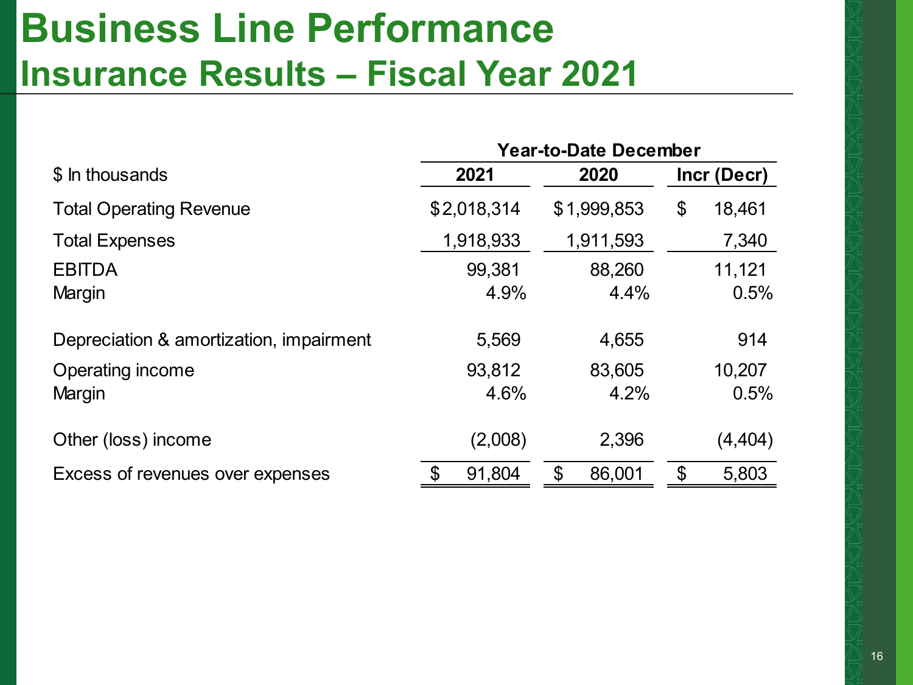# Business Line Performance

## Insurance Results – Fiscal Year 2021

| $ In thousands | Year-to-Date December | | |
|---|---|---|---|
| | 2021 | 2020 | Incr (Decr) |
| Total Operating Revenue | $2,018,314 | $1,999,853 | $ 18,461 |
| Total Expenses | 1,918,933 | 1,911,593 | 7,340 |
| EBITDA | 99,381 | 88,260 | 11,121 |
| Margin | 4.9% | 4.4% | 0.5% |
| Depreciation & amortization, impairment | 5,569 | 4,655 | 914 |
| Operating income | 93,812 | 83,605 | 10,207 |
| Margin | 4.6% | 4.2% | 0.5% |
| Other (loss) income | (2,008) | 2,396 | (4,404) |
| Excess of revenues over expenses | $ 91,804 | $ 86,001 | $ 5,803 |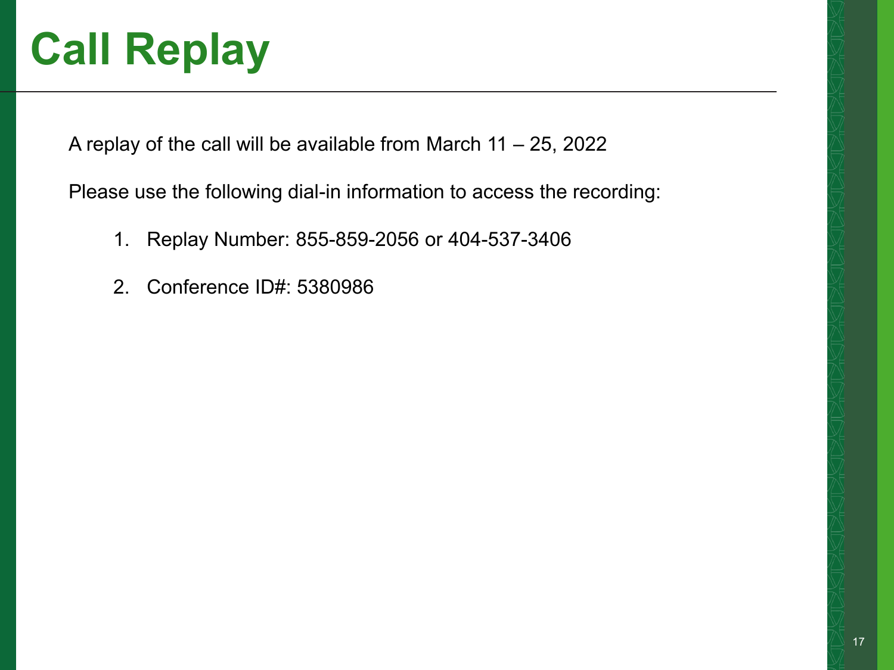# Call Replay

A replay of the call will be available from March 11 – 25, 2022

Please use the following dial-in information to access the recording:

1. Replay Number: 855-859-2056 or 404-537-3406
2. Conference ID#: 5380986